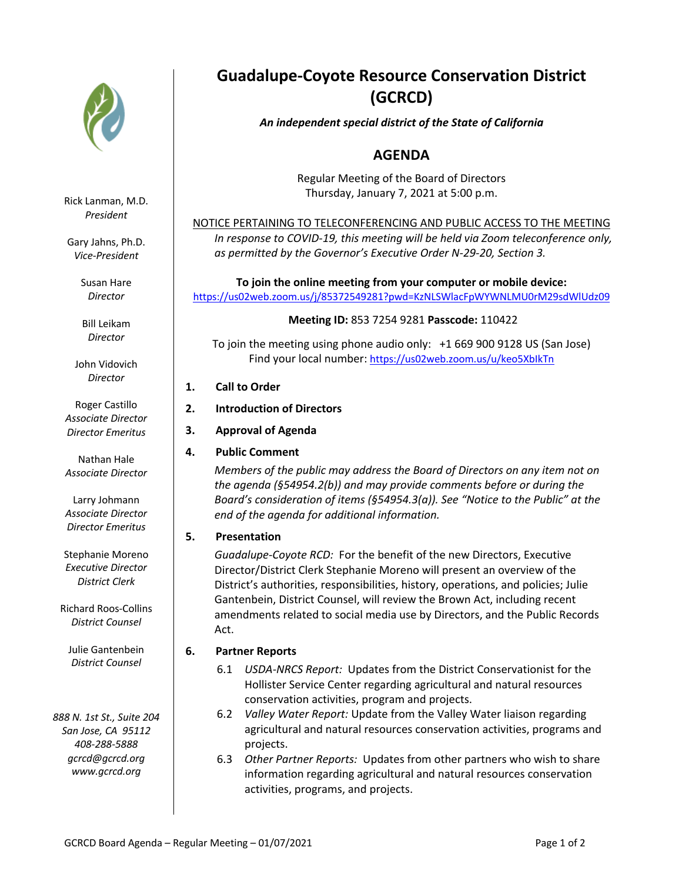# Guadalupe-Coyote Resource Conservation District (GCRCD)

***An independent special district of the State of California***

Rick Lanman, M.D.
*President*

Gary Jahns, Ph.D.
*Vice-President*

Susan Hare
*Director*

Bill Leikam
*Director*

John Vidovich
*Director*

Roger Castillo
*Associate Director*
*Director Emeritus*

Nathan Hale
*Associate Director*

Larry Johmann
*Associate Director*
*Director Emeritus*

Stephanie Moreno
*Executive Director*
*District Clerk*

Richard Roos-Collins
*District Counsel*

Julie Gantenbein
*District Counsel*

*888 N. 1st St., Suite 204*
*San Jose, CA 95112*
*408-288-5888*
*gcrcd@gcrcd.org*
*www.gcrcd.org*

## AGENDA

Regular Meeting of the Board of Directors
Thursday, January 7, 2021 at 5:00 p.m.

NOTICE PERTAINING TO TELECONFERENCING AND PUBLIC ACCESS TO THE MEETING

*In response to COVID-19, this meeting will be held via Zoom teleconference only, as permitted by the Governor's Executive Order N-29-20, Section 3.*

**To join the online meeting from your computer or mobile device:**
https://us02web.zoom.us/j/85372549281?pwd=KzNLSWlacFpWYWNLMU0rM29sdWlUdz09

**Meeting ID:** 853 7254 9281 **Passcode:** 110422

To join the meeting using phone audio only: +1 669 900 9128 US (San Jose)
Find your local number: https://us02web.zoom.us/u/keo5XbIkTn

1. **Call to Order**

2. **Introduction of Directors**

3. **Approval of Agenda**

4. **Public Comment**

   *Members of the public may address the Board of Directors on any item not on the agenda (§54954.2(b)) and may provide comments before or during the Board's consideration of items (§54954.3(a)). See "Notice to the Public" at the end of the agenda for additional information.*

5. **Presentation**

   *Guadalupe-Coyote RCD:* For the benefit of the new Directors, Executive Director/District Clerk Stephanie Moreno will present an overview of the District's authorities, responsibilities, history, operations, and policies; Julie Gantenbein, District Counsel, will review the Brown Act, including recent amendments related to social media use by Directors, and the Public Records Act.

6. **Partner Reports**

   6.1 *USDA-NRCS Report:* Updates from the District Conservationist for the Hollister Service Center regarding agricultural and natural resources conservation activities, program and projects.

   6.2 *Valley Water Report:* Update from the Valley Water liaison regarding agricultural and natural resources conservation activities, programs and projects.

   6.3 *Other Partner Reports:* Updates from other partners who wish to share information regarding agricultural and natural resources conservation activities, programs, and projects.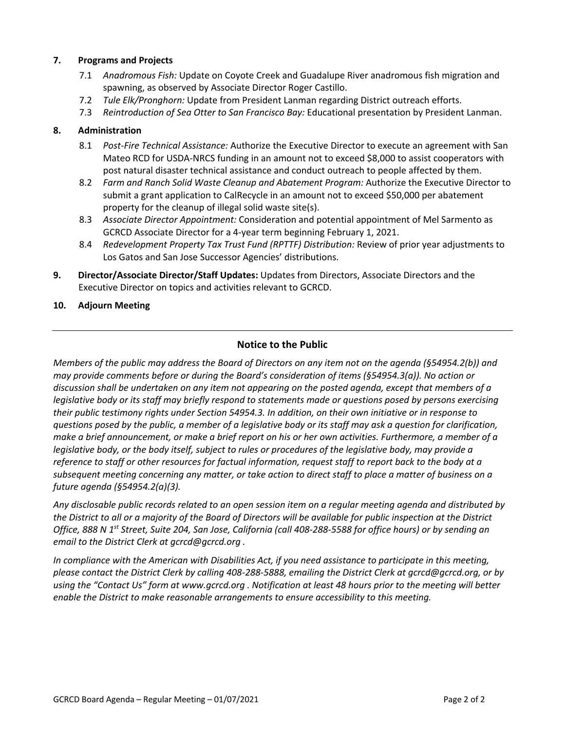**7. Programs and Projects**

- 7.1 *Anadromous Fish:* Update on Coyote Creek and Guadalupe River anadromous fish migration and spawning, as observed by Associate Director Roger Castillo.
- 7.2 *Tule Elk/Pronghorn:* Update from President Lanman regarding District outreach efforts.
- 7.3 *Reintroduction of Sea Otter to San Francisco Bay:* Educational presentation by President Lanman.

**8. Administration**

- 8.1 *Post-Fire Technical Assistance:* Authorize the Executive Director to execute an agreement with San Mateo RCD for USDA-NRCS funding in an amount not to exceed $8,000 to assist cooperators with post natural disaster technical assistance and conduct outreach to people affected by them.
- 8.2 *Farm and Ranch Solid Waste Cleanup and Abatement Program:* Authorize the Executive Director to submit a grant application to CalRecycle in an amount not to exceed $50,000 per abatement property for the cleanup of illegal solid waste site(s).
- 8.3 *Associate Director Appointment:* Consideration and potential appointment of Mel Sarmento as GCRCD Associate Director for a 4-year term beginning February 1, 2021.
- 8.4 *Redevelopment Property Tax Trust Fund (RPTTF) Distribution:* Review of prior year adjustments to Los Gatos and San Jose Successor Agencies' distributions.

**9. Director/Associate Director/Staff Updates:** Updates from Directors, Associate Directors and the Executive Director on topics and activities relevant to GCRCD.

**10. Adjourn Meeting**

---

## Notice to the Public

*Members of the public may address the Board of Directors on any item not on the agenda (§54954.2(b)) and may provide comments before or during the Board's consideration of items (§54954.3(a)). No action or discussion shall be undertaken on any item not appearing on the posted agenda, except that members of a legislative body or its staff may briefly respond to statements made or questions posed by persons exercising their public testimony rights under Section 54954.3. In addition, on their own initiative or in response to questions posed by the public, a member of a legislative body or its staff may ask a question for clarification, make a brief announcement, or make a brief report on his or her own activities. Furthermore, a member of a legislative body, or the body itself, subject to rules or procedures of the legislative body, may provide a reference to staff or other resources for factual information, request staff to report back to the body at a subsequent meeting concerning any matter, or take action to direct staff to place a matter of business on a future agenda (§54954.2(a)(3).*

*Any disclosable public records related to an open session item on a regular meeting agenda and distributed by the District to all or a majority of the Board of Directors will be available for public inspection at the District Office, 888 N 1st Street, Suite 204, San Jose, California (call 408-288-5588 for office hours) or by sending an email to the District Clerk at gcrcd@gcrcd.org .*

*In compliance with the American with Disabilities Act, if you need assistance to participate in this meeting, please contact the District Clerk by calling 408-288-5888, emailing the District Clerk at gcrcd@gcrcd.org, or by using the "Contact Us" form at www.gcrcd.org . Notification at least 48 hours prior to the meeting will better enable the District to make reasonable arrangements to ensure accessibility to this meeting.*